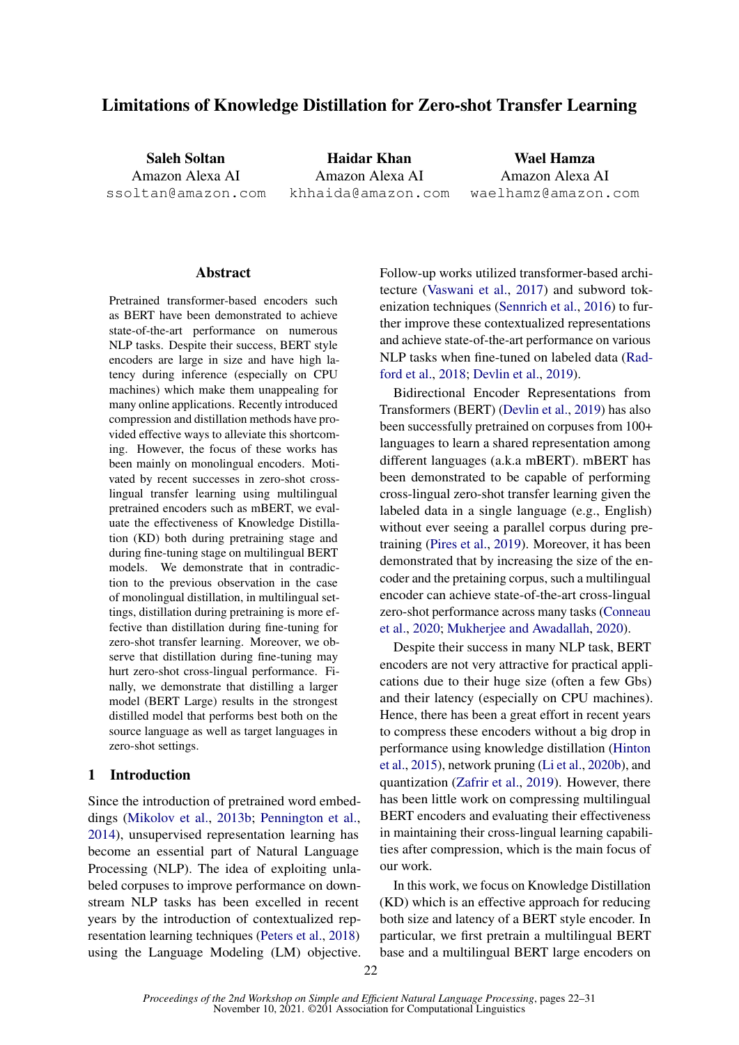# Limitations of Knowledge Distillation for Zero-shot Transfer Learning

**Saleh Soltan**
Amazon Alexa AI
ssoltan@amazon.com

**Haidar Khan**
Amazon Alexa AI
khhaida@amazon.com

**Wael Hamza**
Amazon Alexa AI
waelhamz@amazon.com

## Abstract

Pretrained transformer-based encoders such as BERT have been demonstrated to achieve state-of-the-art performance on numerous NLP tasks. Despite their success, BERT style encoders are large in size and have high latency during inference (especially on CPU machines) which make them unappealing for many online applications. Recently introduced compression and distillation methods have provided effective ways to alleviate this shortcoming. However, the focus of these works has been mainly on monolingual encoders. Motivated by recent successes in zero-shot cross-lingual transfer learning using multilingual pretrained encoders such as mBERT, we evaluate the effectiveness of Knowledge Distillation (KD) both during pretraining stage and during fine-tuning stage on multilingual BERT models. We demonstrate that in contradiction to the previous observation in the case of monolingual distillation, in multilingual settings, distillation during pretraining is more effective than distillation during fine-tuning for zero-shot transfer learning. Moreover, we observe that distillation during fine-tuning may hurt zero-shot cross-lingual performance. Finally, we demonstrate that distilling a larger model (BERT Large) results in the strongest distilled model that performs best both on the source language as well as target languages in zero-shot settings.

## 1 Introduction

Since the introduction of pretrained word embeddings (Mikolov et al., 2013b; Pennington et al., 2014), unsupervised representation learning has become an essential part of Natural Language Processing (NLP). The idea of exploiting unlabeled corpuses to improve performance on downstream NLP tasks has been excelled in recent years by the introduction of contextualized representation learning techniques (Peters et al., 2018) using the Language Modeling (LM) objective. Follow-up works utilized transformer-based architecture (Vaswani et al., 2017) and subword tokenization techniques (Sennrich et al., 2016) to further improve these contextualized representations and achieve state-of-the-art performance on various NLP tasks when fine-tuned on labeled data (Radford et al., 2018; Devlin et al., 2019).

Bidirectional Encoder Representations from Transformers (BERT) (Devlin et al., 2019) has also been successfully pretrained on corpuses from 100+ languages to learn a shared representation among different languages (a.k.a mBERT). mBERT has been demonstrated to be capable of performing cross-lingual zero-shot transfer learning given the labeled data in a single language (e.g., English) without ever seeing a parallel corpus during pretraining (Pires et al., 2019). Moreover, it has been demonstrated that by increasing the size of the encoder and the pretaining corpus, such a multilingual encoder can achieve state-of-the-art cross-lingual zero-shot performance across many tasks (Conneau et al., 2020; Mukherjee and Awadallah, 2020).

Despite their success in many NLP task, BERT encoders are not very attractive for practical applications due to their huge size (often a few Gbs) and their latency (especially on CPU machines). Hence, there has been a great effort in recent years to compress these encoders without a big drop in performance using knowledge distillation (Hinton et al., 2015), network pruning (Li et al., 2020b), and quantization (Zafrir et al., 2019). However, there has been little work on compressing multilingual BERT encoders and evaluating their effectiveness in maintaining their cross-lingual learning capabilities after compression, which is the main focus of our work.

In this work, we focus on Knowledge Distillation (KD) which is an effective approach for reducing both size and latency of a BERT style encoder. In particular, we first pretrain a multilingual BERT base and a multilingual BERT large encoders on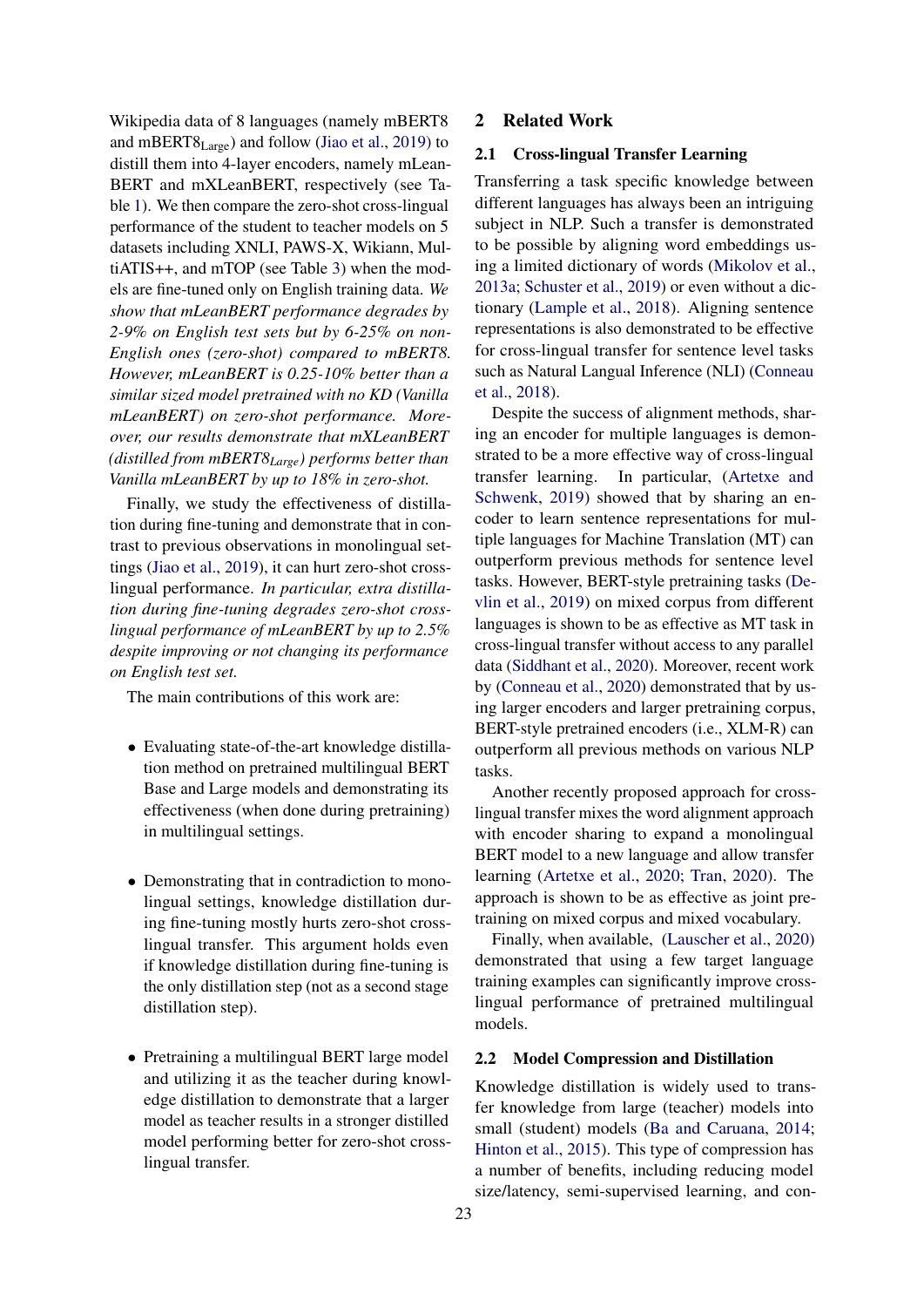Wikipedia data of 8 languages (namely mBERT8 and $\text{mBERT8}_{\text{Large}}$) and follow (Jiao et al., 2019) to distill them into 4-layer encoders, namely mLeanBERT and mXLeanBERT, respectively (see Table 1). We then compare the zero-shot cross-lingual performance of the student to teacher models on 5 datasets including XNLI, PAWS-X, Wikiann, MultiATIS++, and mTOP (see Table 3) when the models are fine-tuned only on English training data. *We show that mLeanBERT performance degrades by 2-9% on English test sets but by 6-25% on non-English ones (zero-shot) compared to mBERT8. However, mLeanBERT is 0.25-10% better than a similar sized model pretrained with no KD (Vanilla mLeanBERT) on zero-shot performance. Moreover, our results demonstrate that mXLeanBERT (distilled from $\text{mBERT8}_{\text{Large}}$) performs better than Vanilla mLeanBERT by up to 18% in zero-shot.*

Finally, we study the effectiveness of distillation during fine-tuning and demonstrate that in contrast to previous observations in monolingual settings (Jiao et al., 2019), it can hurt zero-shot cross-lingual performance. *In particular, extra distillation during fine-tuning degrades zero-shot cross-lingual performance of mLeanBERT by up to 2.5% despite improving or not changing its performance on English test set.*

The main contributions of this work are:

- Evaluating state-of-the-art knowledge distillation method on pretrained multilingual BERT Base and Large models and demonstrating its effectiveness (when done during pretraining) in multilingual settings.
- Demonstrating that in contradiction to monolingual settings, knowledge distillation during fine-tuning mostly hurts zero-shot cross-lingual transfer. This argument holds even if knowledge distillation during fine-tuning is the only distillation step (not as a second stage distillation step).
- Pretraining a multilingual BERT large model and utilizing it as the teacher during knowledge distillation to demonstrate that a larger model as teacher results in a stronger distilled model performing better for zero-shot cross-lingual transfer.

## 2 Related Work

### 2.1 Cross-lingual Transfer Learning

Transferring a task specific knowledge between different languages has always been an intriguing subject in NLP. Such a transfer is demonstrated to be possible by aligning word embeddings using a limited dictionary of words (Mikolov et al., 2013a; Schuster et al., 2019) or even without a dictionary (Lample et al., 2018). Aligning sentence representations is also demonstrated to be effective for cross-lingual transfer for sentence level tasks such as Natural Langual Inference (NLI) (Conneau et al., 2018).

Despite the success of alignment methods, sharing an encoder for multiple languages is demonstrated to be a more effective way of cross-lingual transfer learning. In particular, (Artetxe and Schwenk, 2019) showed that by sharing an encoder to learn sentence representations for multiple languages for Machine Translation (MT) can outperform previous methods for sentence level tasks. However, BERT-style pretraining tasks (Devlin et al., 2019) on mixed corpus from different languages is shown to be as effective as MT task in cross-lingual transfer without access to any parallel data (Siddhant et al., 2020). Moreover, recent work by (Conneau et al., 2020) demonstrated that by using larger encoders and larger pretraining corpus, BERT-style pretrained encoders (i.e., XLM-R) can outperform all previous methods on various NLP tasks.

Another recently proposed approach for cross-lingual transfer mixes the word alignment approach with encoder sharing to expand a monolingual BERT model to a new language and allow transfer learning (Artetxe et al., 2020; Tran, 2020). The approach is shown to be as effective as joint pretraining on mixed corpus and mixed vocabulary.

Finally, when available, (Lauscher et al., 2020) demonstrated that using a few target language training examples can significantly improve cross-lingual performance of pretrained multilingual models.

### 2.2 Model Compression and Distillation

Knowledge distillation is widely used to transfer knowledge from large (teacher) models into small (student) models (Ba and Caruana, 2014; Hinton et al., 2015). This type of compression has a number of benefits, including reducing model size/latency, semi-supervised learning, and con-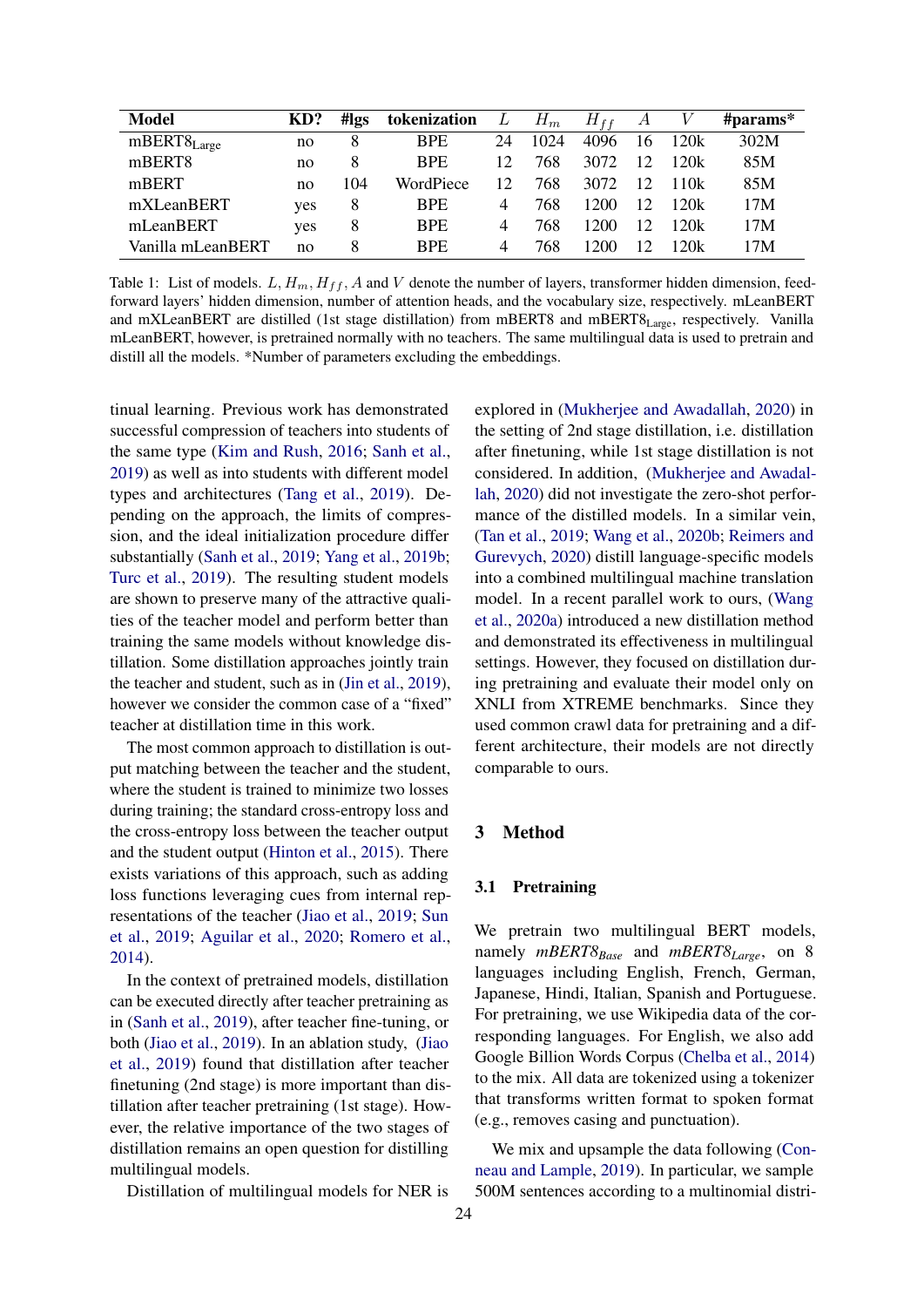| Model | KD? | #lgs | tokenization | $L$ | $H_m$ | $H_{ff}$ | $A$ | $V$ | #params* |
|---|---|---|---|---|---|---|---|---|---|
| mBERT8$_{\text{Large}}$ | no | 8 | BPE | 24 | 1024 | 4096 | 16 | 120k | 302M |
| mBERT8 | no | 8 | BPE | 12 | 768 | 3072 | 12 | 120k | 85M |
| mBERT | no | 104 | WordPiece | 12 | 768 | 3072 | 12 | 110k | 85M |
| mXLeanBERT | yes | 8 | BPE | 4 | 768 | 1200 | 12 | 120k | 17M |
| mLeanBERT | yes | 8 | BPE | 4 | 768 | 1200 | 12 | 120k | 17M |
| Vanilla mLeanBERT | no | 8 | BPE | 4 | 768 | 1200 | 12 | 120k | 17M |

Table 1: List of models. $L, H_m, H_{ff}, A$ and $V$ denote the number of layers, transformer hidden dimension, feed-forward layers' hidden dimension, number of attention heads, and the vocabulary size, respectively. mLeanBERT and mXLeanBERT are distilled (1st stage distillation) from mBERT8 and mBERT8$_{\text{Large}}$, respectively. Vanilla mLeanBERT, however, is pretrained normally with no teachers. The same multilingual data is used to pretrain and distill all the models. *Number of parameters excluding the embeddings.

tinual learning. Previous work has demonstrated successful compression of teachers into students of the same type (Kim and Rush, 2016; Sanh et al., 2019) as well as into students with different model types and architectures (Tang et al., 2019). Depending on the approach, the limits of compression, and the ideal initialization procedure differ substantially (Sanh et al., 2019; Yang et al., 2019b; Turc et al., 2019). The resulting student models are shown to preserve many of the attractive qualities of the teacher model and perform better than training the same models without knowledge distillation. Some distillation approaches jointly train the teacher and student, such as in (Jin et al., 2019), however we consider the common case of a "fixed" teacher at distillation time in this work.

The most common approach to distillation is output matching between the teacher and the student, where the student is trained to minimize two losses during training; the standard cross-entropy loss and the cross-entropy loss between the teacher output and the student output (Hinton et al., 2015). There exists variations of this approach, such as adding loss functions leveraging cues from internal representations of the teacher (Jiao et al., 2019; Sun et al., 2019; Aguilar et al., 2020; Romero et al., 2014).

In the context of pretrained models, distillation can be executed directly after teacher pretraining as in (Sanh et al., 2019), after teacher fine-tuning, or both (Jiao et al., 2019). In an ablation study, (Jiao et al., 2019) found that distillation after teacher finetuning (2nd stage) is more important than distillation after teacher pretraining (1st stage). However, the relative importance of the two stages of distillation remains an open question for distilling multilingual models.

Distillation of multilingual models for NER is explored in (Mukherjee and Awadallah, 2020) in the setting of 2nd stage distillation, i.e. distillation after finetuning, while 1st stage distillation is not considered. In addition, (Mukherjee and Awadallah, 2020) did not investigate the zero-shot performance of the distilled models. In a similar vein, (Tan et al., 2019; Wang et al., 2020b; Reimers and Gurevych, 2020) distill language-specific models into a combined multilingual machine translation model. In a recent parallel work to ours, (Wang et al., 2020a) introduced a new distillation method and demonstrated its effectiveness in multilingual settings. However, they focused on distillation during pretraining and evaluate their model only on XNLI from XTREME benchmarks. Since they used common crawl data for pretraining and a different architecture, their models are not directly comparable to ours.

## 3 Method

### 3.1 Pretraining

We pretrain two multilingual BERT models, namely *mBERT8$_{Base}$* and *mBERT8$_{Large}$*, on 8 languages including English, French, German, Japanese, Hindi, Italian, Spanish and Portuguese. For pretraining, we use Wikipedia data of the corresponding languages. For English, we also add Google Billion Words Corpus (Chelba et al., 2014) to the mix. All data are tokenized using a tokenizer that transforms written format to spoken format (e.g., removes casing and punctuation).

We mix and upsample the data following (Conneau and Lample, 2019). In particular, we sample 500M sentences according to a multinomial distri-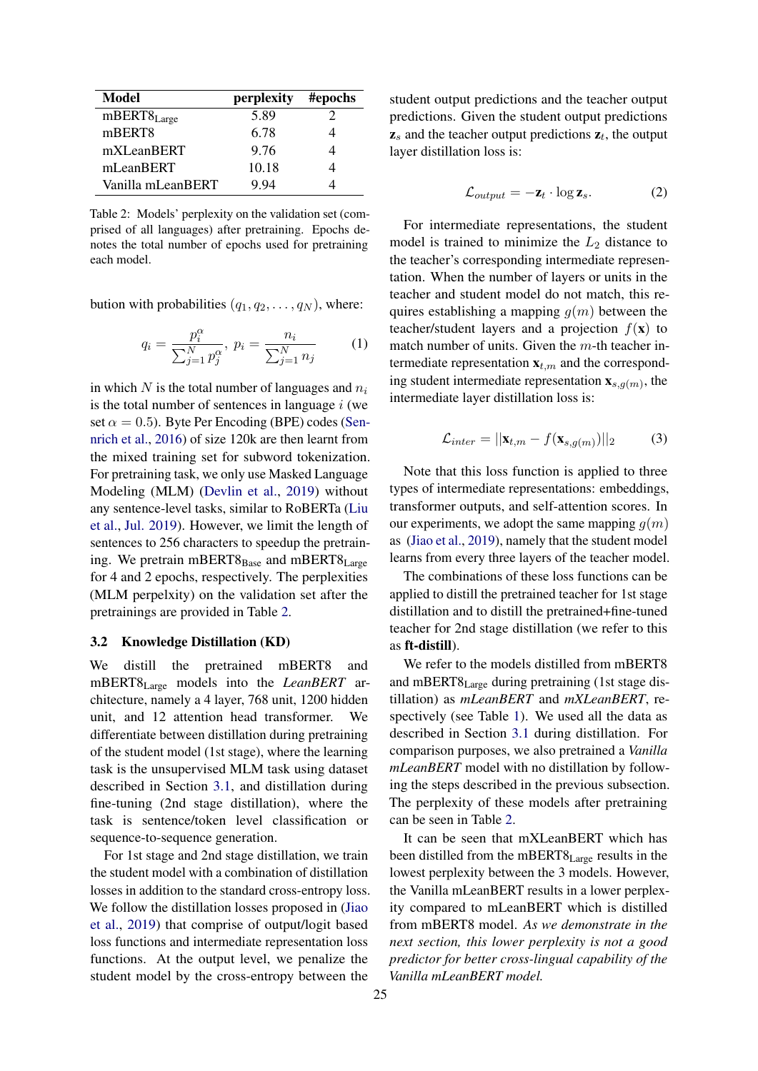| Model | perplexity | #epochs |
|---|---|---|
| mBERT8$_{\text{Large}}$ | 5.89 | 2 |
| mBERT8 | 6.78 | 4 |
| mXLeanBERT | 9.76 | 4 |
| mLeanBERT | 10.18 | 4 |
| Vanilla mLeanBERT | 9.94 | 4 |

Table 2: Models' perplexity on the validation set (comprised of all languages) after pretraining. Epochs denotes the total number of epochs used for pretraining each model.

bution with probabilities $(q_1, q_2, \ldots, q_N)$, where:

$$q_i = \frac{p_i^\alpha}{\sum_{j=1}^N p_j^\alpha},\ p_i = \frac{n_i}{\sum_{j=1}^N n_j} \tag{1}$$

in which $N$ is the total number of languages and $n_i$ is the total number of sentences in language $i$ (we set $\alpha = 0.5$). Byte Per Encoding (BPE) codes (Sennrich et al., 2016) of size 120k are then learnt from the mixed training set for subword tokenization. For pretraining task, we only use Masked Language Modeling (MLM) (Devlin et al., 2019) without any sentence-level tasks, similar to RoBERTa (Liu et al., Jul. 2019). However, we limit the length of sentences to 256 characters to speedup the pretraining. We pretrain mBERT8$_{\text{Base}}$ and mBERT8$_{\text{Large}}$ for 4 and 2 epochs, respectively. The perplexities (MLM perpelxity) on the validation set after the pretrainings are provided in Table 2.

### 3.2 Knowledge Distillation (KD)

We distill the pretrained mBERT8 and mBERT8$_{\text{Large}}$ models into the *LeanBERT* architecture, namely a 4 layer, 768 unit, 1200 hidden unit, and 12 attention head transformer. We differentiate between distillation during pretraining of the student model (1st stage), where the learning task is the unsupervised MLM task using dataset described in Section 3.1, and distillation during fine-tuning (2nd stage distillation), where the task is sentence/token level classification or sequence-to-sequence generation.

For 1st stage and 2nd stage distillation, we train the student model with a combination of distillation losses in addition to the standard cross-entropy loss. We follow the distillation losses proposed in (Jiao et al., 2019) that comprise of output/logit based loss functions and intermediate representation loss functions. At the output level, we penalize the student model by the cross-entropy between the student output predictions and the teacher output predictions. Given the student output predictions $\mathbf{z}_s$ and the teacher output predictions $\mathbf{z}_t$, the output layer distillation loss is:

$$\mathcal{L}_{output} = -\mathbf{z}_t \cdot \log \mathbf{z}_s. \tag{2}$$

For intermediate representations, the student model is trained to minimize the $L_2$ distance to the teacher's corresponding intermediate representation. When the number of layers or units in the teacher and student model do not match, this requires establishing a mapping $g(m)$ between the teacher/student layers and a projection $f(\mathbf{x})$ to match number of units. Given the $m$-th teacher intermediate representation $\mathbf{x}_{t,m}$ and the corresponding student intermediate representation $\mathbf{x}_{s,g(m)}$, the intermediate layer distillation loss is:

$$\mathcal{L}_{inter} = ||\mathbf{x}_{t,m} - f(\mathbf{x}_{s,g(m)})||_2 \tag{3}$$

Note that this loss function is applied to three types of intermediate representations: embeddings, transformer outputs, and self-attention scores. In our experiments, we adopt the same mapping $g(m)$ as (Jiao et al., 2019), namely that the student model learns from every three layers of the teacher model.

The combinations of these loss functions can be applied to distill the pretrained teacher for 1st stage distillation and to distill the pretrained+fine-tuned teacher for 2nd stage distillation (we refer to this as **ft-distill**).

We refer to the models distilled from mBERT8 and mBERT8$_{\text{Large}}$ during pretraining (1st stage distillation) as *mLeanBERT* and *mXLeanBERT*, respectively (see Table 1). We used all the data as described in Section 3.1 during distillation. For comparison purposes, we also pretrained a *Vanilla mLeanBERT* model with no distillation by following the steps described in the previous subsection. The perplexity of these models after pretraining can be seen in Table 2.

It can be seen that mXLeanBERT which has been distilled from the mBERT8$_{\text{Large}}$ results in the lowest perplexity between the 3 models. However, the Vanilla mLeanBERT results in a lower perplexity compared to mLeanBERT which is distilled from mBERT8 model. *As we demonstrate in the next section, this lower perplexity is not a good predictor for better cross-lingual capability of the Vanilla mLeanBERT model.*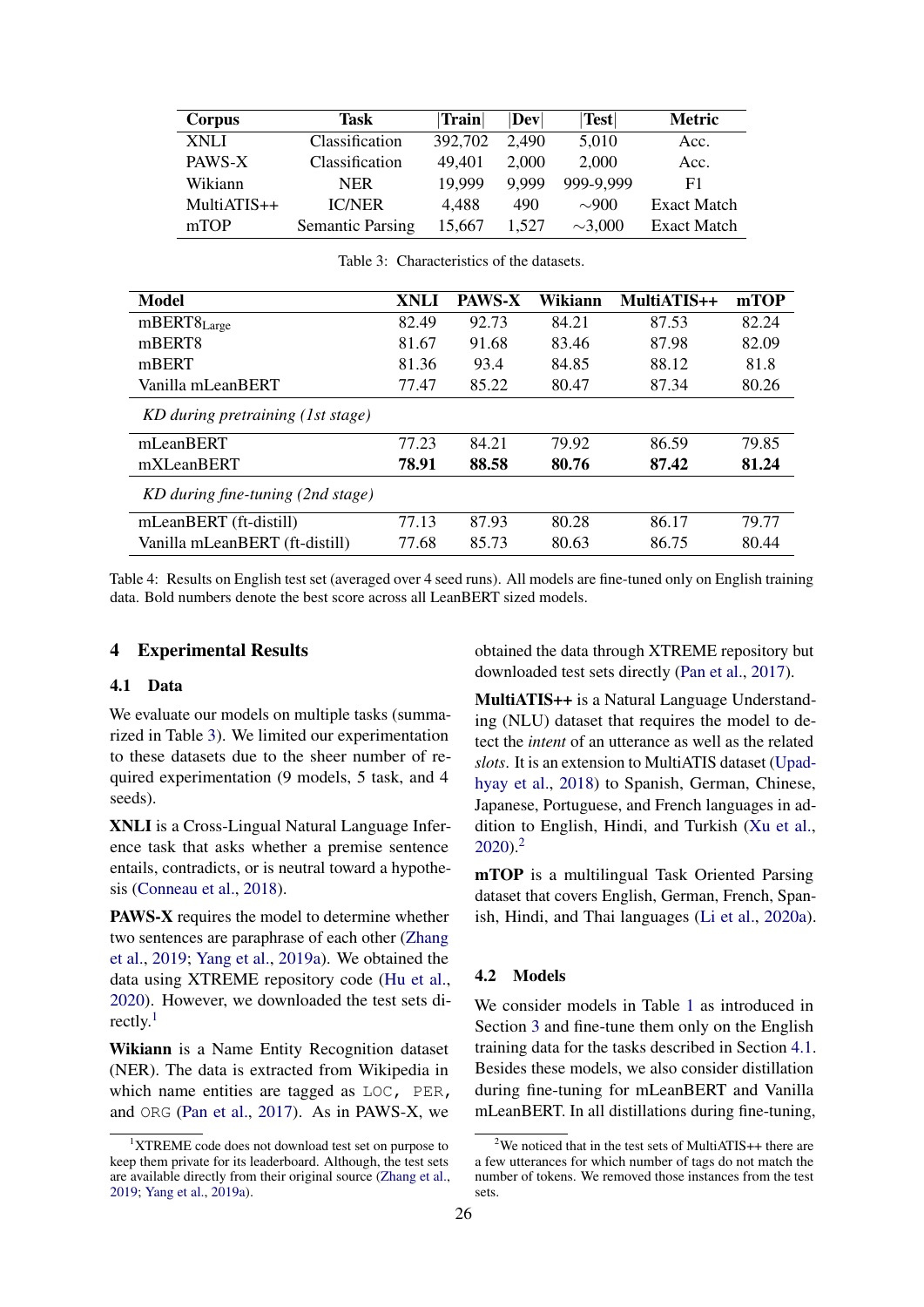| Corpus | Task | \|Train\| | \|Dev\| | \|Test\| | Metric |
|---|---|---|---|---|---|
| XNLI | Classification | 392,702 | 2,490 | 5,010 | Acc. |
| PAWS-X | Classification | 49,401 | 2,000 | 2,000 | Acc. |
| Wikiann | NER | 19,999 | 9,999 | 999-9,999 | F1 |
| MultiATIS++ | IC/NER | 4,488 | 490 | ∼900 | Exact Match |
| mTOP | Semantic Parsing | 15,667 | 1,527 | ∼3,000 | Exact Match |

Table 3: Characteristics of the datasets.

| Model | XNLI | PAWS-X | Wikiann | MultiATIS++ | mTOP |
|---|---|---|---|---|---|
| mBERT8$_{\text{Large}}$ | 82.49 | 92.73 | 84.21 | 87.53 | 82.24 |
| mBERT8 | 81.67 | 91.68 | 83.46 | 87.98 | 82.09 |
| mBERT | 81.36 | 93.4 | 84.85 | 88.12 | 81.8 |
| Vanilla mLeanBERT | 77.47 | 85.22 | 80.47 | 87.34 | 80.26 |
| *KD during pretraining (1st stage)* | | | | | |
| mLeanBERT | 77.23 | 84.21 | 79.92 | 86.59 | 79.85 |
| mXLeanBERT | **78.91** | **88.58** | **80.76** | **87.42** | **81.24** |
| *KD during fine-tuning (2nd stage)* | | | | | |
| mLeanBERT (ft-distill) | 77.13 | 87.93 | 80.28 | 86.17 | 79.77 |
| Vanilla mLeanBERT (ft-distill) | 77.68 | 85.73 | 80.63 | 86.75 | 80.44 |

Table 4: Results on English test set (averaged over 4 seed runs). All models are fine-tuned only on English training data. Bold numbers denote the best score across all LeanBERT sized models.

## 4 Experimental Results

### 4.1 Data

We evaluate our models on multiple tasks (summarized in Table 3). We limited our experimentation to these datasets due to the sheer number of required experimentation (9 models, 5 task, and 4 seeds).

**XNLI** is a Cross-Lingual Natural Language Inference task that asks whether a premise sentence entails, contradicts, or is neutral toward a hypothesis (Conneau et al., 2018).

**PAWS-X** requires the model to determine whether two sentences are paraphrase of each other (Zhang et al., 2019; Yang et al., 2019a). We obtained the data using XTREME repository code (Hu et al., 2020). However, we downloaded the test sets directly.[1]

**Wikiann** is a Name Entity Recognition dataset (NER). The data is extracted from Wikipedia in which name entities are tagged as `LOC`, `PER`, and `ORG` (Pan et al., 2017). As in PAWS-X, we obtained the data through XTREME repository but downloaded test sets directly (Pan et al., 2017).

**MultiATIS++** is a Natural Language Understanding (NLU) dataset that requires the model to detect the *intent* of an utterance as well as the related *slots*. It is an extension to MultiATIS dataset (Upadhyay et al., 2018) to Spanish, German, Chinese, Japanese, Portuguese, and French languages in addition to English, Hindi, and Turkish (Xu et al., 2020).[2]

**mTOP** is a multilingual Task Oriented Parsing dataset that covers English, German, French, Spanish, Hindi, and Thai languages (Li et al., 2020a).

### 4.2 Models

We consider models in Table 1 as introduced in Section 3 and fine-tune them only on the English training data for the tasks described in Section 4.1. Besides these models, we also consider distillation during fine-tuning for mLeanBERT and Vanilla mLeanBERT. In all distillations during fine-tuning,

[1] XTREME code does not download test set on purpose to keep them private for its leaderboard. Although, the test sets are available directly from their original source (Zhang et al., 2019; Yang et al., 2019a).

[2] We noticed that in the test sets of MultiATIS++ there are a few utterances for which number of tags do not match the number of tokens. We removed those instances from the test sets.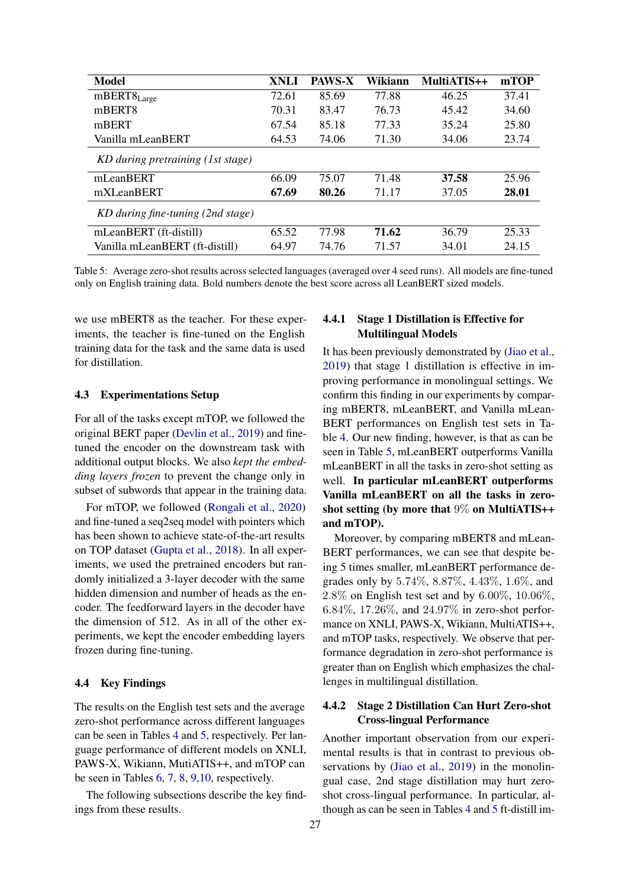| Model | XNLI | PAWS-X | Wikiann | MultiATIS++ | mTOP |
|---|---|---|---|---|---|
| mBERT8$_{\text{Large}}$ | 72.61 | 85.69 | 77.88 | 46.25 | 37.41 |
| mBERT8 | 70.31 | 83.47 | 76.73 | 45.42 | 34.60 |
| mBERT | 67.54 | 85.18 | 77.33 | 35.24 | 25.80 |
| Vanilla mLeanBERT | 64.53 | 74.06 | 71.30 | 34.06 | 23.74 |
| *KD during pretraining (1st stage)* | | | | | |
| mLeanBERT | 66.09 | 75.07 | 71.48 | **37.58** | 25.96 |
| mXLeanBERT | **67.69** | **80.26** | 71.17 | 37.05 | **28.01** |
| *KD during fine-tuning (2nd stage)* | | | | | |
| mLeanBERT (ft-distill) | 65.52 | 77.98 | **71.62** | 36.79 | 25.33 |
| Vanilla mLeanBERT (ft-distill) | 64.97 | 74.76 | 71.57 | 34.01 | 24.15 |

Table 5: Average zero-shot results across selected languages (averaged over 4 seed runs). All models are fine-tuned only on English training data. Bold numbers denote the best score across all LeanBERT sized models.

we use mBERT8 as the teacher. For these experiments, the teacher is fine-tuned on the English training data for the task and the same data is used for distillation.

### 4.3 Experimentations Setup

For all of the tasks except mTOP, we followed the original BERT paper (Devlin et al., 2019) and fine-tuned the encoder on the downstream task with additional output blocks. We also *kept the embedding layers frozen* to prevent the change only in subset of subwords that appear in the training data.

For mTOP, we followed (Rongali et al., 2020) and fine-tuned a seq2seq model with pointers which has been shown to achieve state-of-the-art results on TOP dataset (Gupta et al., 2018). In all experiments, we used the pretrained encoders but randomly initialized a 3-layer decoder with the same hidden dimension and number of heads as the encoder. The feedforward layers in the decoder have the dimension of 512. As in all of the other experiments, we kept the encoder embedding layers frozen during fine-tuning.

### 4.4 Key Findings

The results on the English test sets and the average zero-shot performance across different languages can be seen in Tables 4 and 5, respectively. Per language performance of different models on XNLI, PAWS-X, Wikiann, MutiATIS++, and mTOP can be seen in Tables 6, 7, 8, 9,10, respectively.

The following subsections describe the key findings from these results.

#### 4.4.1 Stage 1 Distillation is Effective for Multilingual Models

It has been previously demonstrated by (Jiao et al., 2019) that stage 1 distillation is effective in improving performance in monolingual settings. We confirm this finding in our experiments by comparing mBERT8, mLeanBERT, and Vanilla mLeanBERT performances on English test sets in Table 4. Our new finding, however, is that as can be seen in Table 5, mLeanBERT outperforms Vanilla mLeanBERT in all the tasks in zero-shot setting as well. **In particular mLeanBERT outperforms Vanilla mLeanBERT on all the tasks in zero-shot setting (by more that $9\%$ on MultiATIS++ and mTOP).**

Moreover, by comparing mBERT8 and mLeanBERT performances, we can see that despite being 5 times smaller, mLeanBERT performance degrades only by $5.74\%$, $8.87\%$, $4.43\%$, $1.6\%$, and $2.8\%$ on English test set and by $6.00\%$, $10.06\%$, $6.84\%$, $17.26\%$, and $24.97\%$ in zero-shot performance on XNLI, PAWS-X, Wikiann, MultiATIS++, and mTOP tasks, respectively. We observe that performance degradation in zero-shot performance is greater than on English which emphasizes the challenges in multilingual distillation.

#### 4.4.2 Stage 2 Distillation Can Hurt Zero-shot Cross-lingual Performance

Another important observation from our experimental results is that in contrast to previous observations by (Jiao et al., 2019) in the monolingual case, 2nd stage distillation may hurt zero-shot cross-lingual performance. In particular, although as can be seen in Tables 4 and 5 ft-distill im-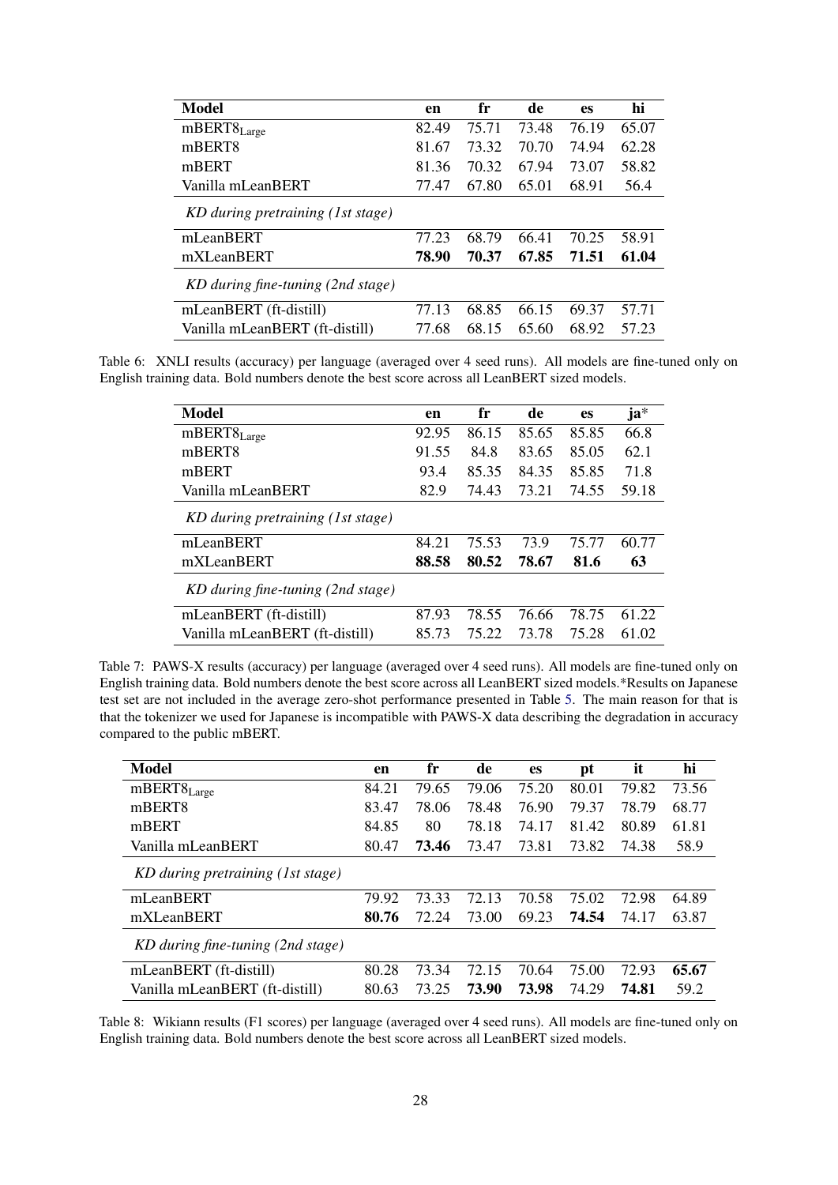| Model | en | fr | de | es | hi |
|---|---|---|---|---|---|
| mBERT8$_{\text{Large}}$ | 82.49 | 75.71 | 73.48 | 76.19 | 65.07 |
| mBERT8 | 81.67 | 73.32 | 70.70 | 74.94 | 62.28 |
| mBERT | 81.36 | 70.32 | 67.94 | 73.07 | 58.82 |
| Vanilla mLeanBERT | 77.47 | 67.80 | 65.01 | 68.91 | 56.4 |
| *KD during pretraining (1st stage)* | | | | | |
| mLeanBERT | 77.23 | 68.79 | 66.41 | 70.25 | 58.91 |
| mXLeanBERT | **78.90** | **70.37** | **67.85** | **71.51** | **61.04** |
| *KD during fine-tuning (2nd stage)* | | | | | |
| mLeanBERT (ft-distill) | 77.13 | 68.85 | 66.15 | 69.37 | 57.71 |
| Vanilla mLeanBERT (ft-distill) | 77.68 | 68.15 | 65.60 | 68.92 | 57.23 |

Table 6: XNLI results (accuracy) per language (averaged over 4 seed runs). All models are fine-tuned only on English training data. Bold numbers denote the best score across all LeanBERT sized models.

| Model | en | fr | de | es | ja* |
|---|---|---|---|---|---|
| mBERT8$_{\text{Large}}$ | 92.95 | 86.15 | 85.65 | 85.85 | 66.8 |
| mBERT8 | 91.55 | 84.8 | 83.65 | 85.05 | 62.1 |
| mBERT | 93.4 | 85.35 | 84.35 | 85.85 | 71.8 |
| Vanilla mLeanBERT | 82.9 | 74.43 | 73.21 | 74.55 | 59.18 |
| *KD during pretraining (1st stage)* | | | | | |
| mLeanBERT | 84.21 | 75.53 | 73.9 | 75.77 | 60.77 |
| mXLeanBERT | **88.58** | **80.52** | **78.67** | **81.6** | **63** |
| *KD during fine-tuning (2nd stage)* | | | | | |
| mLeanBERT (ft-distill) | 87.93 | 78.55 | 76.66 | 78.75 | 61.22 |
| Vanilla mLeanBERT (ft-distill) | 85.73 | 75.22 | 73.78 | 75.28 | 61.02 |

Table 7: PAWS-X results (accuracy) per language (averaged over 4 seed runs). All models are fine-tuned only on English training data. Bold numbers denote the best score across all LeanBERT sized models.*Results on Japanese test set are not included in the average zero-shot performance presented in Table 5. The main reason for that is that the tokenizer we used for Japanese is incompatible with PAWS-X data describing the degradation in accuracy compared to the public mBERT.

| Model | en | fr | de | es | pt | it | hi |
|---|---|---|---|---|---|---|---|
| mBERT8$_{\text{Large}}$ | 84.21 | 79.65 | 79.06 | 75.20 | 80.01 | 79.82 | 73.56 |
| mBERT8 | 83.47 | 78.06 | 78.48 | 76.90 | 79.37 | 78.79 | 68.77 |
| mBERT | 84.85 | 80 | 78.18 | 74.17 | 81.42 | 80.89 | 61.81 |
| Vanilla mLeanBERT | 80.47 | **73.46** | 73.47 | 73.81 | 73.82 | 74.38 | 58.9 |
| *KD during pretraining (1st stage)* | | | | | | | |
| mLeanBERT | 79.92 | 73.33 | 72.13 | 70.58 | 75.02 | 72.98 | 64.89 |
| mXLeanBERT | **80.76** | 72.24 | 73.00 | 69.23 | **74.54** | 74.17 | 63.87 |
| *KD during fine-tuning (2nd stage)* | | | | | | | |
| mLeanBERT (ft-distill) | 80.28 | 73.34 | 72.15 | 70.64 | 75.00 | 72.93 | **65.67** |
| Vanilla mLeanBERT (ft-distill) | 80.63 | 73.25 | **73.90** | **73.98** | 74.29 | **74.81** | 59.2 |

Table 8: Wikiann results (F1 scores) per language (averaged over 4 seed runs). All models are fine-tuned only on English training data. Bold numbers denote the best score across all LeanBERT sized models.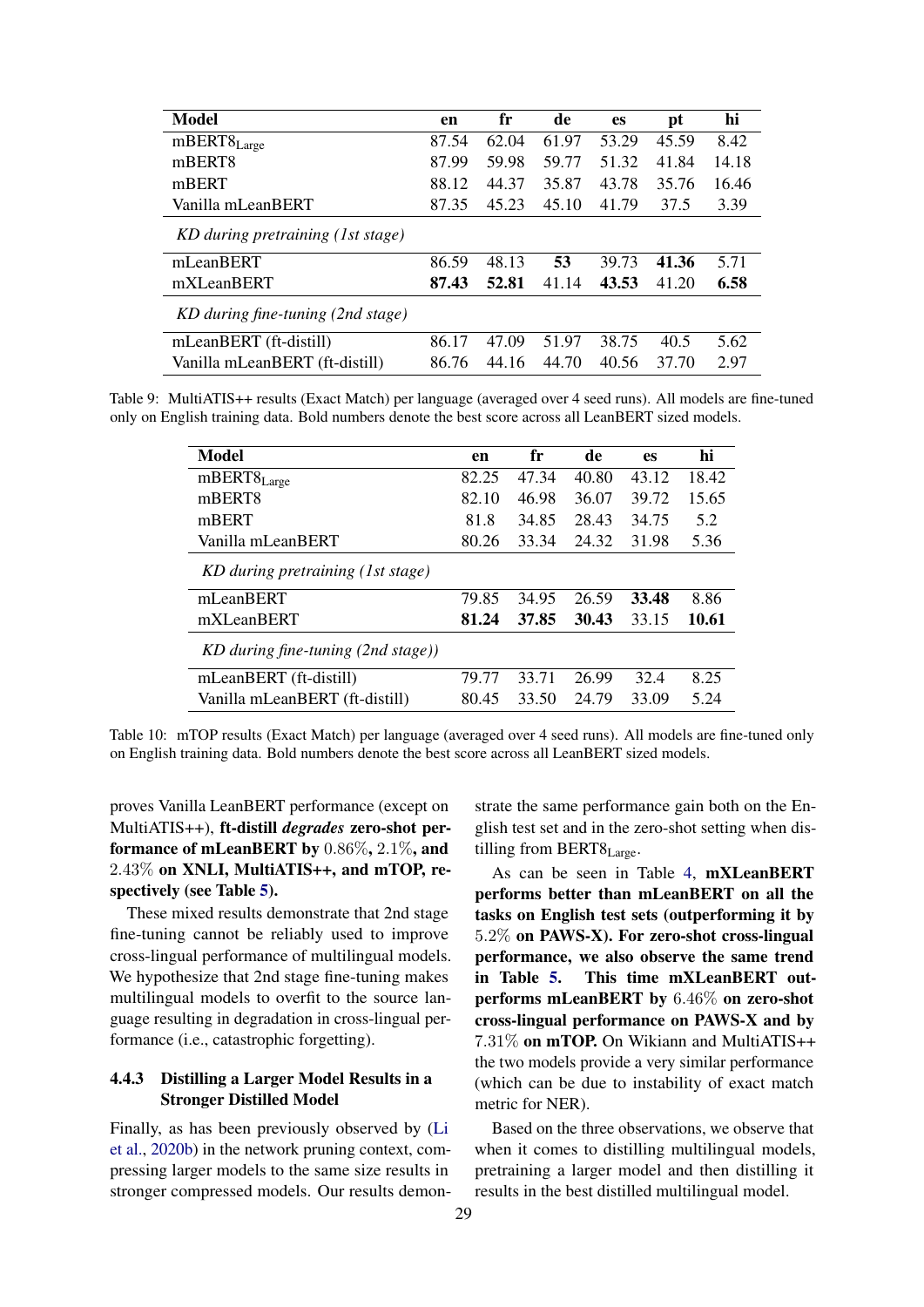| Model | en | fr | de | es | pt | hi |
|---|---|---|---|---|---|---|
| mBERT8$_{\text{Large}}$ | 87.54 | 62.04 | 61.97 | 53.29 | 45.59 | 8.42 |
| mBERT8 | 87.99 | 59.98 | 59.77 | 51.32 | 41.84 | 14.18 |
| mBERT | 88.12 | 44.37 | 35.87 | 43.78 | 35.76 | 16.46 |
| Vanilla mLeanBERT | 87.35 | 45.23 | 45.10 | 41.79 | 37.5 | 3.39 |
| *KD during pretraining (1st stage)* | | | | | | |
| mLeanBERT | 86.59 | 48.13 | **53** | 39.73 | **41.36** | 5.71 |
| mXLeanBERT | **87.43** | **52.81** | 41.14 | **43.53** | 41.20 | **6.58** |
| *KD during fine-tuning (2nd stage)* | | | | | | |
| mLeanBERT (ft-distill) | 86.17 | 47.09 | 51.97 | 38.75 | 40.5 | 5.62 |
| Vanilla mLeanBERT (ft-distill) | 86.76 | 44.16 | 44.70 | 40.56 | 37.70 | 2.97 |

Table 9: MultiATIS++ results (Exact Match) per language (averaged over 4 seed runs). All models are fine-tuned only on English training data. Bold numbers denote the best score across all LeanBERT sized models.

| Model | en | fr | de | es | hi |
|---|---|---|---|---|---|
| mBERT8$_{\text{Large}}$ | 82.25 | 47.34 | 40.80 | 43.12 | 18.42 |
| mBERT8 | 82.10 | 46.98 | 36.07 | 39.72 | 15.65 |
| mBERT | 81.8 | 34.85 | 28.43 | 34.75 | 5.2 |
| Vanilla mLeanBERT | 80.26 | 33.34 | 24.32 | 31.98 | 5.36 |
| *KD during pretraining (1st stage)* | | | | | |
| mLeanBERT | 79.85 | 34.95 | 26.59 | **33.48** | 8.86 |
| mXLeanBERT | **81.24** | **37.85** | **30.43** | 33.15 | **10.61** |
| *KD during fine-tuning (2nd stage))* | | | | | |
| mLeanBERT (ft-distill) | 79.77 | 33.71 | 26.99 | 32.4 | 8.25 |
| Vanilla mLeanBERT (ft-distill) | 80.45 | 33.50 | 24.79 | 33.09 | 5.24 |

Table 10: mTOP results (Exact Match) per language (averaged over 4 seed runs). All models are fine-tuned only on English training data. Bold numbers denote the best score across all LeanBERT sized models.

proves Vanilla LeanBERT performance (except on MultiATIS++), **ft-distill *degrades* zero-shot performance of mLeanBERT by $0.86\%$, $2.1\%$, and $2.43\%$ on XNLI, MultiATIS++, and mTOP, respectively (see Table 5).**

These mixed results demonstrate that 2nd stage fine-tuning cannot be reliably used to improve cross-lingual performance of multilingual models. We hypothesize that 2nd stage fine-tuning makes multilingual models to overfit to the source language resulting in degradation in cross-lingual performance (i.e., catastrophic forgetting).

### 4.4.3 Distilling a Larger Model Results in a Stronger Distilled Model

Finally, as has been previously observed by (Li et al., 2020b) in the network pruning context, compressing larger models to the same size results in stronger compressed models. Our results demonstrate the same performance gain both on the English test set and in the zero-shot setting when distilling from BERT8$_{\text{Large}}$.

As can be seen in Table 4, **mXLeanBERT performs better than mLeanBERT on all the tasks on English test sets (outperforming it by $5.2\%$ on PAWS-X). For zero-shot cross-lingual performance, we also observe the same trend in Table 5. This time mXLeanBERT outperforms mLeanBERT by $6.46\%$ on zero-shot cross-lingual performance on PAWS-X and by $7.31\%$ on mTOP.** On Wikiann and MultiATIS++ the two models provide a very similar performance (which can be due to instability of exact match metric for NER).

Based on the three observations, we observe that when it comes to distilling multilingual models, pretraining a larger model and then distilling it results in the best distilled multilingual model.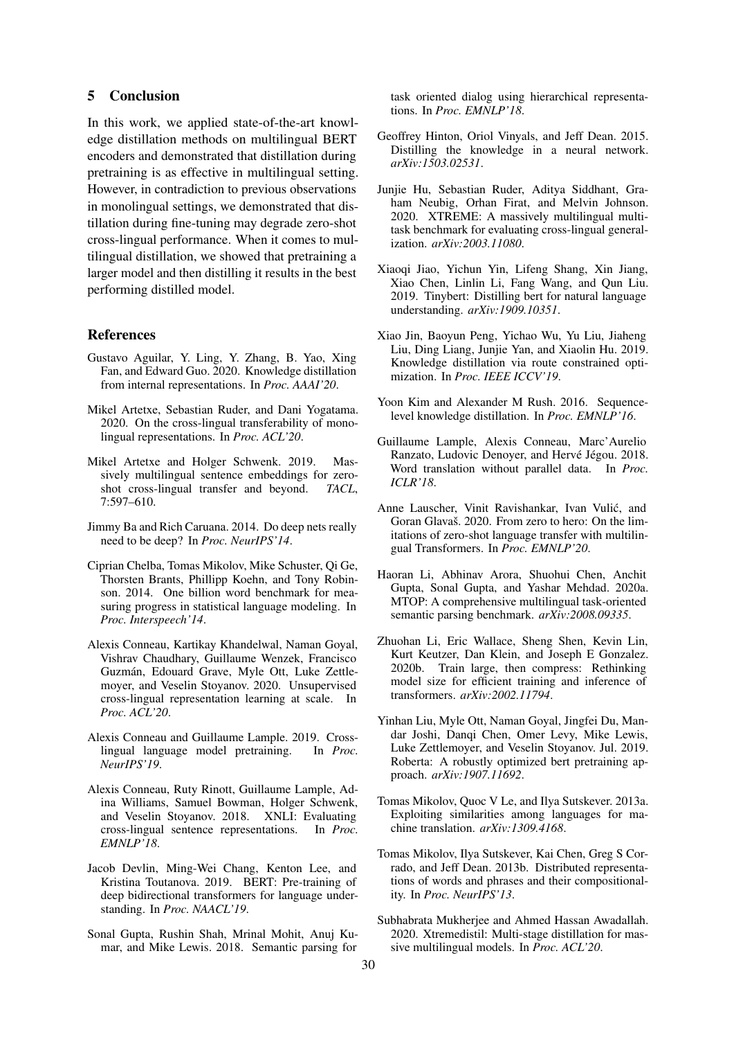## 5 Conclusion

In this work, we applied state-of-the-art knowledge distillation methods on multilingual BERT encoders and demonstrated that distillation during pretraining is as effective in multilingual setting. However, in contradiction to previous observations in monolingual settings, we demonstrated that distillation during fine-tuning may degrade zero-shot cross-lingual performance. When it comes to multilingual distillation, we showed that pretraining a larger model and then distilling it results in the best performing distilled model.

## References

Gustavo Aguilar, Y. Ling, Y. Zhang, B. Yao, Xing Fan, and Edward Guo. 2020. Knowledge distillation from internal representations. In *Proc. AAAI'20*.

Mikel Artetxe, Sebastian Ruder, and Dani Yogatama. 2020. On the cross-lingual transferability of monolingual representations. In *Proc. ACL'20*.

Mikel Artetxe and Holger Schwenk. 2019. Massively multilingual sentence embeddings for zero-shot cross-lingual transfer and beyond. *TACL*, 7:597–610.

Jimmy Ba and Rich Caruana. 2014. Do deep nets really need to be deep? In *Proc. NeurIPS'14*.

Ciprian Chelba, Tomas Mikolov, Mike Schuster, Qi Ge, Thorsten Brants, Phillipp Koehn, and Tony Robinson. 2014. One billion word benchmark for measuring progress in statistical language modeling. In *Proc. Interspeech'14*.

Alexis Conneau, Kartikay Khandelwal, Naman Goyal, Vishrav Chaudhary, Guillaume Wenzek, Francisco Guzmán, Edouard Grave, Myle Ott, Luke Zettlemoyer, and Veselin Stoyanov. 2020. Unsupervised cross-lingual representation learning at scale. In *Proc. ACL'20*.

Alexis Conneau and Guillaume Lample. 2019. Cross-lingual language model pretraining. In *Proc. NeurIPS'19*.

Alexis Conneau, Ruty Rinott, Guillaume Lample, Adina Williams, Samuel Bowman, Holger Schwenk, and Veselin Stoyanov. 2018. XNLI: Evaluating cross-lingual sentence representations. In *Proc. EMNLP'18*.

Jacob Devlin, Ming-Wei Chang, Kenton Lee, and Kristina Toutanova. 2019. BERT: Pre-training of deep bidirectional transformers for language understanding. In *Proc. NAACL'19*.

Sonal Gupta, Rushin Shah, Mrinal Mohit, Anuj Kumar, and Mike Lewis. 2018. Semantic parsing for task oriented dialog using hierarchical representations. In *Proc. EMNLP'18*.

Geoffrey Hinton, Oriol Vinyals, and Jeff Dean. 2015. Distilling the knowledge in a neural network. *arXiv:1503.02531*.

Junjie Hu, Sebastian Ruder, Aditya Siddhant, Graham Neubig, Orhan Firat, and Melvin Johnson. 2020. XTREME: A massively multilingual multi-task benchmark for evaluating cross-lingual generalization. *arXiv:2003.11080*.

Xiaoqi Jiao, Yichun Yin, Lifeng Shang, Xin Jiang, Xiao Chen, Linlin Li, Fang Wang, and Qun Liu. 2019. Tinybert: Distilling bert for natural language understanding. *arXiv:1909.10351*.

Xiao Jin, Baoyun Peng, Yichao Wu, Yu Liu, Jiaheng Liu, Ding Liang, Junjie Yan, and Xiaolin Hu. 2019. Knowledge distillation via route constrained optimization. In *Proc. IEEE ICCV'19*.

Yoon Kim and Alexander M Rush. 2016. Sequence-level knowledge distillation. In *Proc. EMNLP'16*.

Guillaume Lample, Alexis Conneau, Marc'Aurelio Ranzato, Ludovic Denoyer, and Hervé Jégou. 2018. Word translation without parallel data. In *Proc. ICLR'18*.

Anne Lauscher, Vinit Ravishankar, Ivan Vulić, and Goran Glavaš. 2020. From zero to hero: On the limitations of zero-shot language transfer with multilingual Transformers. In *Proc. EMNLP'20*.

Haoran Li, Abhinav Arora, Shuohui Chen, Anchit Gupta, Sonal Gupta, and Yashar Mehdad. 2020a. MTOP: A comprehensive multilingual task-oriented semantic parsing benchmark. *arXiv:2008.09335*.

Zhuohan Li, Eric Wallace, Sheng Shen, Kevin Lin, Kurt Keutzer, Dan Klein, and Joseph E Gonzalez. 2020b. Train large, then compress: Rethinking model size for efficient training and inference of transformers. *arXiv:2002.11794*.

Yinhan Liu, Myle Ott, Naman Goyal, Jingfei Du, Mandar Joshi, Danqi Chen, Omer Levy, Mike Lewis, Luke Zettlemoyer, and Veselin Stoyanov. Jul. 2019. Roberta: A robustly optimized bert pretraining approach. *arXiv:1907.11692*.

Tomas Mikolov, Quoc V Le, and Ilya Sutskever. 2013a. Exploiting similarities among languages for machine translation. *arXiv:1309.4168*.

Tomas Mikolov, Ilya Sutskever, Kai Chen, Greg S Corrado, and Jeff Dean. 2013b. Distributed representations of words and phrases and their compositionality. In *Proc. NeurIPS'13*.

Subhabrata Mukherjee and Ahmed Hassan Awadallah. 2020. Xtremedistil: Multi-stage distillation for massive multilingual models. In *Proc. ACL'20*.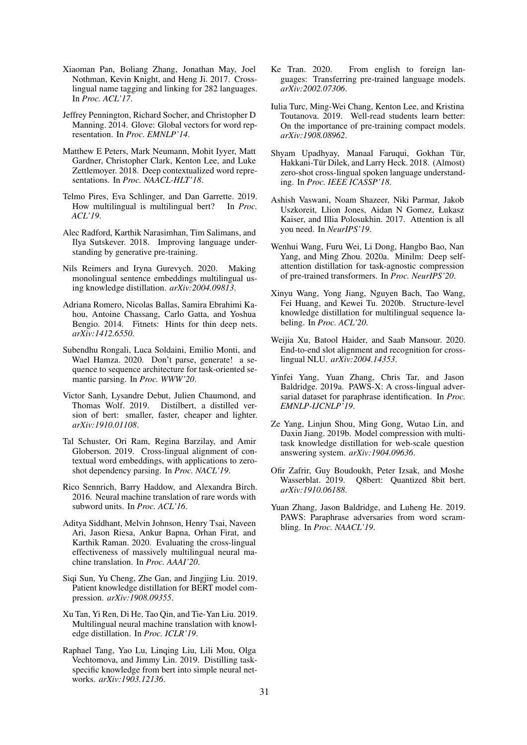Xiaoman Pan, Boliang Zhang, Jonathan May, Joel Nothman, Kevin Knight, and Heng Ji. 2017. Cross-lingual name tagging and linking for 282 languages. In *Proc. ACL'17*.

Jeffrey Pennington, Richard Socher, and Christopher D Manning. 2014. Glove: Global vectors for word representation. In *Proc. EMNLP'14*.

Matthew E Peters, Mark Neumann, Mohit Iyyer, Matt Gardner, Christopher Clark, Kenton Lee, and Luke Zettlemoyer. 2018. Deep contextualized word representations. In *Proc. NAACL-HLT'18*.

Telmo Pires, Eva Schlinger, and Dan Garrette. 2019. How multilingual is multilingual bert? In *Proc. ACL'19*.

Alec Radford, Karthik Narasimhan, Tim Salimans, and Ilya Sutskever. 2018. Improving language understanding by generative pre-training.

Nils Reimers and Iryna Gurevych. 2020. Making monolingual sentence embeddings multilingual using knowledge distillation. *arXiv:2004.09813*.

Adriana Romero, Nicolas Ballas, Samira Ebrahimi Kahou, Antoine Chassang, Carlo Gatta, and Yoshua Bengio. 2014. Fitnets: Hints for thin deep nets. *arXiv:1412.6550*.

Subendhu Rongali, Luca Soldaini, Emilio Monti, and Wael Hamza. 2020. Don't parse, generate! a sequence to sequence architecture for task-oriented semantic parsing. In *Proc. WWW'20*.

Victor Sanh, Lysandre Debut, Julien Chaumond, and Thomas Wolf. 2019. Distilbert, a distilled version of bert: smaller, faster, cheaper and lighter. *arXiv:1910.01108*.

Tal Schuster, Ori Ram, Regina Barzilay, and Amir Globerson. 2019. Cross-lingual alignment of contextual word embeddings, with applications to zero-shot dependency parsing. In *Proc. NACL'19*.

Rico Sennrich, Barry Haddow, and Alexandra Birch. 2016. Neural machine translation of rare words with subword units. In *Proc. ACL'16*.

Aditya Siddhant, Melvin Johnson, Henry Tsai, Naveen Ari, Jason Riesa, Ankur Bapna, Orhan Firat, and Karthik Raman. 2020. Evaluating the cross-lingual effectiveness of massively multilingual neural machine translation. In *Proc. AAAI'20*.

Siqi Sun, Yu Cheng, Zhe Gan, and Jingjing Liu. 2019. Patient knowledge distillation for BERT model compression. *arXiv:1908.09355*.

Xu Tan, Yi Ren, Di He, Tao Qin, and Tie-Yan Liu. 2019. Multilingual neural machine translation with knowledge distillation. In *Proc. ICLR'19*.

Raphael Tang, Yao Lu, Linqing Liu, Lili Mou, Olga Vechtomova, and Jimmy Lin. 2019. Distilling task-specific knowledge from bert into simple neural networks. *arXiv:1903.12136*.

Ke Tran. 2020. From english to foreign languages: Transferring pre-trained language models. *arXiv:2002.07306*.

Iulia Turc, Ming-Wei Chang, Kenton Lee, and Kristina Toutanova. 2019. Well-read students learn better: On the importance of pre-training compact models. *arXiv:1908.08962*.

Shyam Upadhyay, Manaal Faruqui, Gokhan Tür, Hakkani-Tür Dilek, and Larry Heck. 2018. (Almost) zero-shot cross-lingual spoken language understanding. In *Proc. IEEE ICASSP'18*.

Ashish Vaswani, Noam Shazeer, Niki Parmar, Jakob Uszkoreit, Llion Jones, Aidan N Gomez, Łukasz Kaiser, and Illia Polosukhin. 2017. Attention is all you need. In *NeurIPS'19*.

Wenhui Wang, Furu Wei, Li Dong, Hangbo Bao, Nan Yang, and Ming Zhou. 2020a. Minilm: Deep self-attention distillation for task-agnostic compression of pre-trained transformers. In *Proc. NeurIPS'20*.

Xinyu Wang, Yong Jiang, Nguyen Bach, Tao Wang, Fei Huang, and Kewei Tu. 2020b. Structure-level knowledge distillation for multilingual sequence labeling. In *Proc. ACL'20*.

Weijia Xu, Batool Haider, and Saab Mansour. 2020. End-to-end slot alignment and recognition for cross-lingual NLU. *arXiv:2004.14353*.

Yinfei Yang, Yuan Zhang, Chris Tar, and Jason Baldridge. 2019a. PAWS-X: A cross-lingual adversarial dataset for paraphrase identification. In *Proc. EMNLP-IJCNLP'19*.

Ze Yang, Linjun Shou, Ming Gong, Wutao Lin, and Daxin Jiang. 2019b. Model compression with multi-task knowledge distillation for web-scale question answering system. *arXiv:1904.09636*.

Ofir Zafrir, Guy Boudoukh, Peter Izsak, and Moshe Wasserblat. 2019. Q8bert: Quantized 8bit bert. *arXiv:1910.06188*.

Yuan Zhang, Jason Baldridge, and Luheng He. 2019. PAWS: Paraphrase adversaries from word scrambling. In *Proc. NAACL'19*.